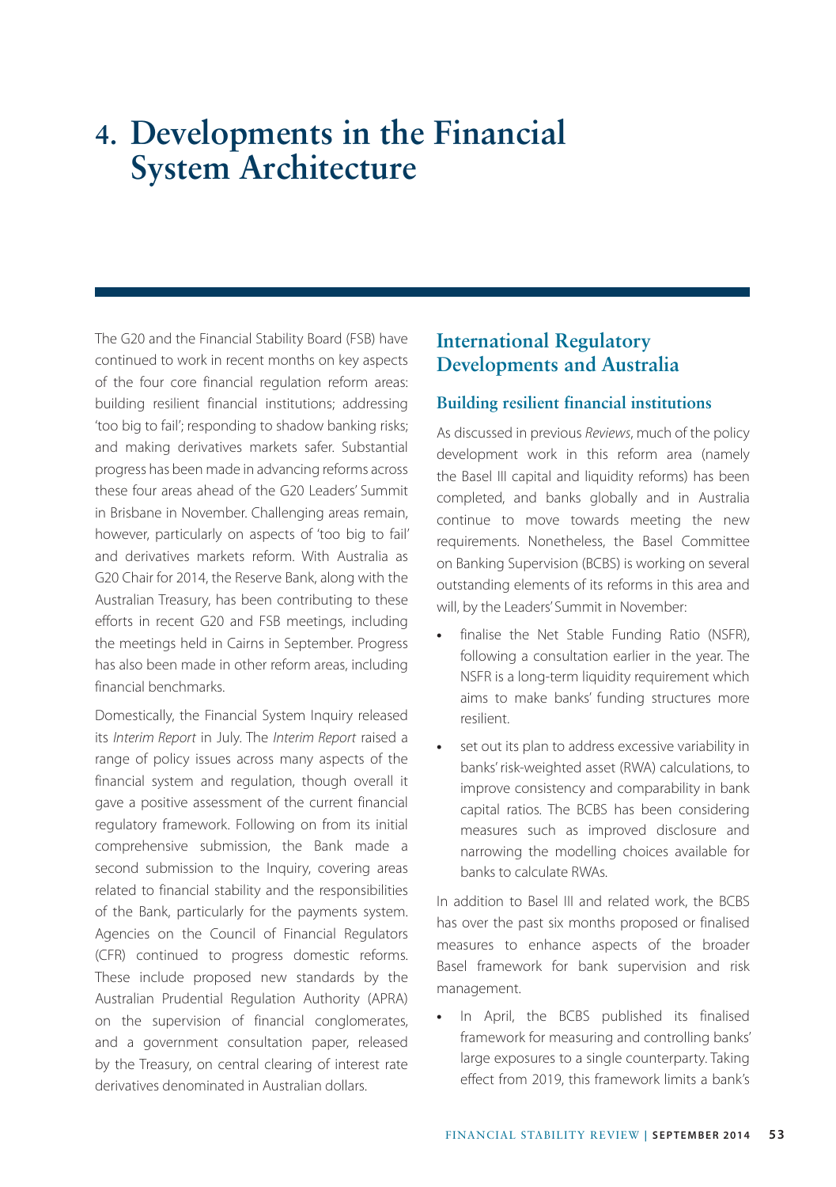# 4. Developments in the Financial System Architecture

The G20 and the Financial Stability Board (FSB) have continued to work in recent months on key aspects of the four core financial regulation reform areas: building resilient financial institutions; addressing 'too big to fail'; responding to shadow banking risks; and making derivatives markets safer. Substantial progress has been made in advancing reforms across these four areas ahead of the G20 Leaders' Summit in Brisbane in November. Challenging areas remain, however, particularly on aspects of 'too big to fail' and derivatives markets reform. With Australia as G20 Chair for 2014, the Reserve Bank, along with the Australian Treasury, has been contributing to these efforts in recent G20 and FSB meetings, including the meetings held in Cairns in September. Progress has also been made in other reform areas, including financial benchmarks.

Domestically, the Financial System Inquiry released its *Interim Report* in July. The *Interim Report* raised a range of policy issues across many aspects of the financial system and regulation, though overall it gave a positive assessment of the current financial regulatory framework. Following on from its initial comprehensive submission, the Bank made a second submission to the Inquiry, covering areas related to financial stability and the responsibilities of the Bank, particularly for the payments system. Agencies on the Council of Financial Regulators (CFR) continued to progress domestic reforms. These include proposed new standards by the Australian Prudential Regulation Authority (APRA) on the supervision of financial conglomerates, and a government consultation paper, released by the Treasury, on central clearing of interest rate derivatives denominated in Australian dollars.

## International Regulatory Developments and Australia

### Building resilient financial institutions

As discussed in previous *Reviews*, much of the policy development work in this reform area (namely the Basel III capital and liquidity reforms) has been completed, and banks globally and in Australia continue to move towards meeting the new requirements. Nonetheless, the Basel Committee on Banking Supervision (BCBS) is working on several outstanding elements of its reforms in this area and will, by the Leaders' Summit in November:

- finalise the Net Stable Funding Ratio (NSFR), following a consultation earlier in the year. The NSFR is a long-term liquidity requirement which aims to make banks' funding structures more resilient.
- set out its plan to address excessive variability in banks' risk-weighted asset (RWA) calculations, to improve consistency and comparability in bank capital ratios. The BCBS has been considering measures such as improved disclosure and narrowing the modelling choices available for banks to calculate RWAs.

In addition to Basel III and related work, the BCBS has over the past six months proposed or finalised measures to enhance aspects of the broader Basel framework for bank supervision and risk management.

- In April, the BCBS published its finalised framework for measuring and controlling banks' large exposures to a single counterparty. Taking effect from 2019, this framework limits a bank's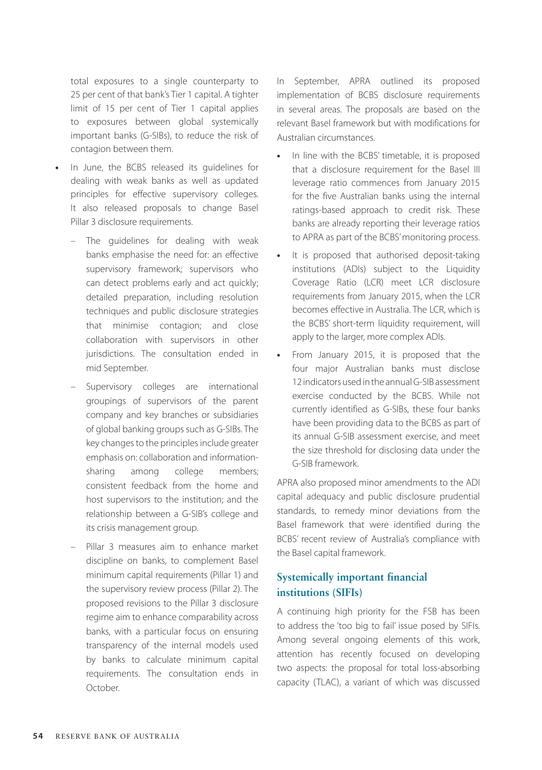total exposures to a single counterparty to 25 per cent of that bank's Tier 1 capital. A tighter limit of 15 per cent of Tier 1 capital applies to exposures between global systemically important banks (G-SIBs), to reduce the risk of contagion between them.

- In June, the BCBS released its guidelines for dealing with weak banks as well as updated principles for effective supervisory colleges. It also released proposals to change Basel Pillar 3 disclosure requirements.
  - The guidelines for dealing with weak banks emphasise the need for: an effective supervisory framework; supervisors who can detect problems early and act quickly; detailed preparation, including resolution techniques and public disclosure strategies that minimise contagion; and close collaboration with supervisors in other jurisdictions. The consultation ended in mid September.
  - Supervisory colleges are international groupings of supervisors of the parent company and key branches or subsidiaries of global banking groups such as G-SIBs. The key changes to the principles include greater emphasis on: collaboration and information-sharing among college members; consistent feedback from the home and host supervisors to the institution; and the relationship between a G-SIB's college and its crisis management group.
  - Pillar 3 measures aim to enhance market discipline on banks, to complement Basel minimum capital requirements (Pillar 1) and the supervisory review process (Pillar 2). The proposed revisions to the Pillar 3 disclosure regime aim to enhance comparability across banks, with a particular focus on ensuring transparency of the internal models used by banks to calculate minimum capital requirements. The consultation ends in October.

In September, APRA outlined its proposed implementation of BCBS disclosure requirements in several areas. The proposals are based on the relevant Basel framework but with modifications for Australian circumstances.

- In line with the BCBS' timetable, it is proposed that a disclosure requirement for the Basel III leverage ratio commences from January 2015 for the five Australian banks using the internal ratings-based approach to credit risk. These banks are already reporting their leverage ratios to APRA as part of the BCBS' monitoring process.
- It is proposed that authorised deposit-taking institutions (ADIs) subject to the Liquidity Coverage Ratio (LCR) meet LCR disclosure requirements from January 2015, when the LCR becomes effective in Australia. The LCR, which is the BCBS' short-term liquidity requirement, will apply to the larger, more complex ADIs.
- From January 2015, it is proposed that the four major Australian banks must disclose 12 indicators used in the annual G-SIB assessment exercise conducted by the BCBS. While not currently identified as G-SIBs, these four banks have been providing data to the BCBS as part of its annual G-SIB assessment exercise, and meet the size threshold for disclosing data under the G-SIB framework.

APRA also proposed minor amendments to the ADI capital adequacy and public disclosure prudential standards, to remedy minor deviations from the Basel framework that were identified during the BCBS' recent review of Australia's compliance with the Basel capital framework.

## Systemically important financial institutions (SIFIs)

A continuing high priority for the FSB has been to address the 'too big to fail' issue posed by SIFIs. Among several ongoing elements of this work, attention has recently focused on developing two aspects: the proposal for total loss-absorbing capacity (TLAC), a variant of which was discussed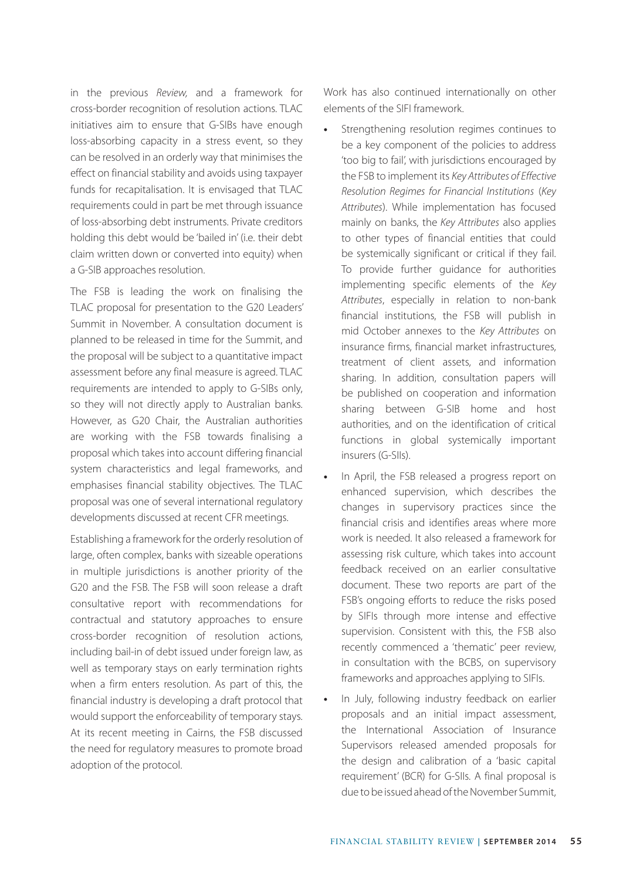in the previous *Review,* and a framework for cross-border recognition of resolution actions. TLAC initiatives aim to ensure that G-SIBs have enough loss-absorbing capacity in a stress event, so they can be resolved in an orderly way that minimises the effect on financial stability and avoids using taxpayer funds for recapitalisation. It is envisaged that TLAC requirements could in part be met through issuance of loss-absorbing debt instruments. Private creditors holding this debt would be 'bailed in' (i.e. their debt claim written down or converted into equity) when a G-SIB approaches resolution.

The FSB is leading the work on finalising the TLAC proposal for presentation to the G20 Leaders' Summit in November. A consultation document is planned to be released in time for the Summit, and the proposal will be subject to a quantitative impact assessment before any final measure is agreed. TLAC requirements are intended to apply to G-SIBs only, so they will not directly apply to Australian banks. However, as G20 Chair, the Australian authorities are working with the FSB towards finalising a proposal which takes into account differing financial system characteristics and legal frameworks, and emphasises financial stability objectives. The TLAC proposal was one of several international regulatory developments discussed at recent CFR meetings.

Establishing a framework for the orderly resolution of large, often complex, banks with sizeable operations in multiple jurisdictions is another priority of the G20 and the FSB. The FSB will soon release a draft consultative report with recommendations for contractual and statutory approaches to ensure cross-border recognition of resolution actions, including bail-in of debt issued under foreign law, as well as temporary stays on early termination rights when a firm enters resolution. As part of this, the financial industry is developing a draft protocol that would support the enforceability of temporary stays. At its recent meeting in Cairns, the FSB discussed the need for regulatory measures to promote broad adoption of the protocol.

Work has also continued internationally on other elements of the SIFI framework.

- Strengthening resolution regimes continues to be a key component of the policies to address 'too big to fail', with jurisdictions encouraged by the FSB to implement its *Key Attributes of Effective Resolution Regimes for Financial Institutions* (*Key Attributes*). While implementation has focused mainly on banks, the *Key Attributes* also applies to other types of financial entities that could be systemically significant or critical if they fail. To provide further guidance for authorities implementing specific elements of the *Key Attributes*, especially in relation to non-bank financial institutions, the FSB will publish in mid October annexes to the *Key Attributes* on insurance firms, financial market infrastructures, treatment of client assets, and information sharing. In addition, consultation papers will be published on cooperation and information sharing between G-SIB home and host authorities, and on the identification of critical functions in global systemically important insurers (G-SIIs).
- In April, the FSB released a progress report on enhanced supervision, which describes the changes in supervisory practices since the financial crisis and identifies areas where more work is needed. It also released a framework for assessing risk culture, which takes into account feedback received on an earlier consultative document. These two reports are part of the FSB's ongoing efforts to reduce the risks posed by SIFIs through more intense and effective supervision. Consistent with this, the FSB also recently commenced a 'thematic' peer review, in consultation with the BCBS, on supervisory frameworks and approaches applying to SIFIs.
- In July, following industry feedback on earlier proposals and an initial impact assessment, the International Association of Insurance Supervisors released amended proposals for the design and calibration of a 'basic capital requirement' (BCR) for G-SIIs. A final proposal is due to be issued ahead of the November Summit,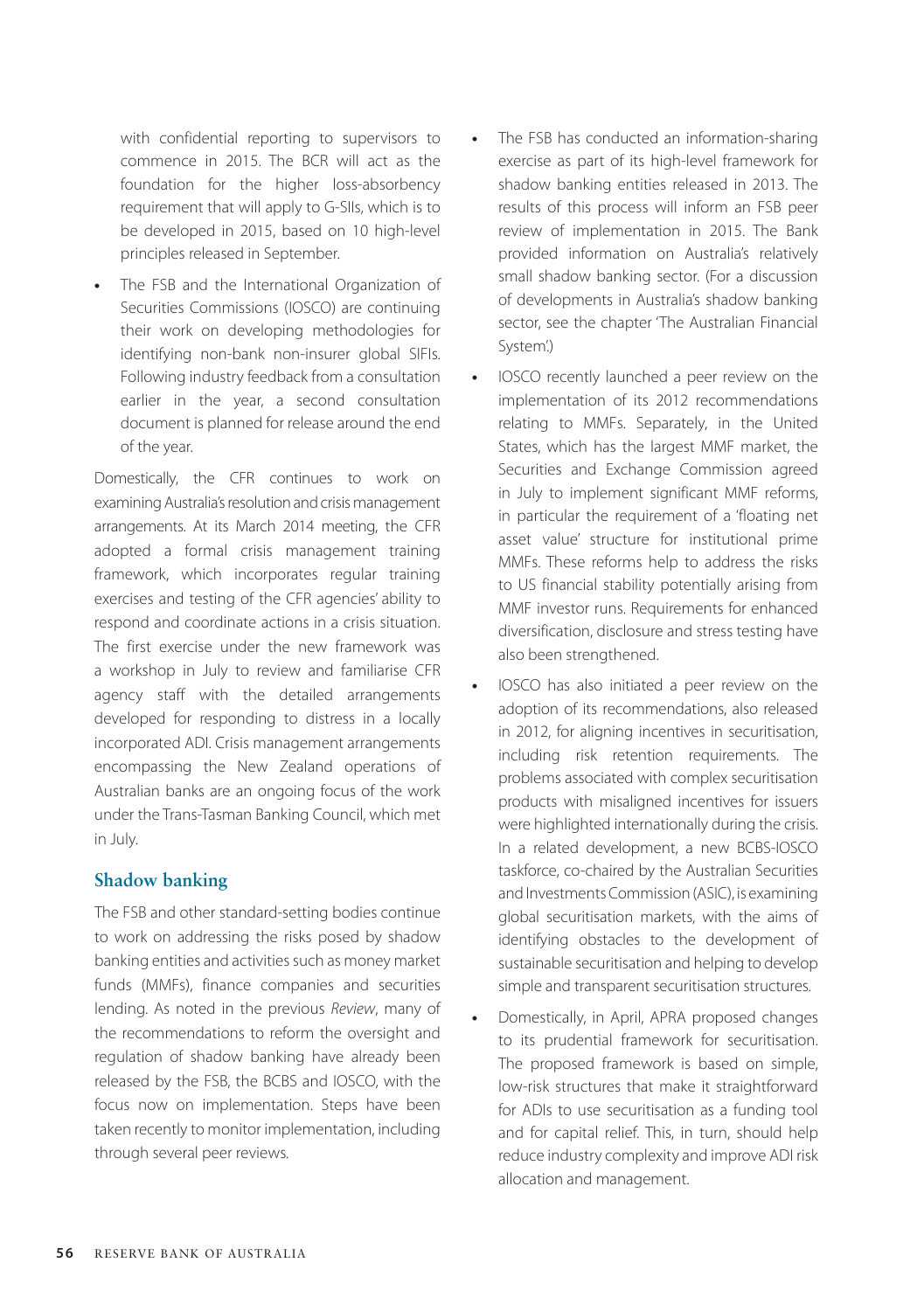with confidential reporting to supervisors to commence in 2015. The BCR will act as the foundation for the higher loss-absorbency requirement that will apply to G-SIIs, which is to be developed in 2015, based on 10 high-level principles released in September.

- The FSB and the International Organization of Securities Commissions (IOSCO) are continuing their work on developing methodologies for identifying non-bank non-insurer global SIFIs. Following industry feedback from a consultation earlier in the year, a second consultation document is planned for release around the end of the year.

Domestically, the CFR continues to work on examining Australia's resolution and crisis management arrangements. At its March 2014 meeting, the CFR adopted a formal crisis management training framework, which incorporates regular training exercises and testing of the CFR agencies' ability to respond and coordinate actions in a crisis situation. The first exercise under the new framework was a workshop in July to review and familiarise CFR agency staff with the detailed arrangements developed for responding to distress in a locally incorporated ADI. Crisis management arrangements encompassing the New Zealand operations of Australian banks are an ongoing focus of the work under the Trans-Tasman Banking Council, which met in July.

## Shadow banking

The FSB and other standard-setting bodies continue to work on addressing the risks posed by shadow banking entities and activities such as money market funds (MMFs), finance companies and securities lending. As noted in the previous *Review*, many of the recommendations to reform the oversight and regulation of shadow banking have already been released by the FSB, the BCBS and IOSCO, with the focus now on implementation. Steps have been taken recently to monitor implementation, including through several peer reviews.

- The FSB has conducted an information-sharing exercise as part of its high-level framework for shadow banking entities released in 2013. The results of this process will inform an FSB peer review of implementation in 2015. The Bank provided information on Australia's relatively small shadow banking sector. (For a discussion of developments in Australia's shadow banking sector, see the chapter 'The Australian Financial System'.)
- IOSCO recently launched a peer review on the implementation of its 2012 recommendations relating to MMFs. Separately, in the United States, which has the largest MMF market, the Securities and Exchange Commission agreed in July to implement significant MMF reforms, in particular the requirement of a 'floating net asset value' structure for institutional prime MMFs. These reforms help to address the risks to US financial stability potentially arising from MMF investor runs. Requirements for enhanced diversification, disclosure and stress testing have also been strengthened.
- IOSCO has also initiated a peer review on the adoption of its recommendations, also released in 2012, for aligning incentives in securitisation, including risk retention requirements. The problems associated with complex securitisation products with misaligned incentives for issuers were highlighted internationally during the crisis. In a related development, a new BCBS-IOSCO taskforce, co-chaired by the Australian Securities and Investments Commission (ASIC), is examining global securitisation markets, with the aims of identifying obstacles to the development of sustainable securitisation and helping to develop simple and transparent securitisation structures.
- Domestically, in April, APRA proposed changes to its prudential framework for securitisation. The proposed framework is based on simple, low-risk structures that make it straightforward for ADIs to use securitisation as a funding tool and for capital relief. This, in turn, should help reduce industry complexity and improve ADI risk allocation and management.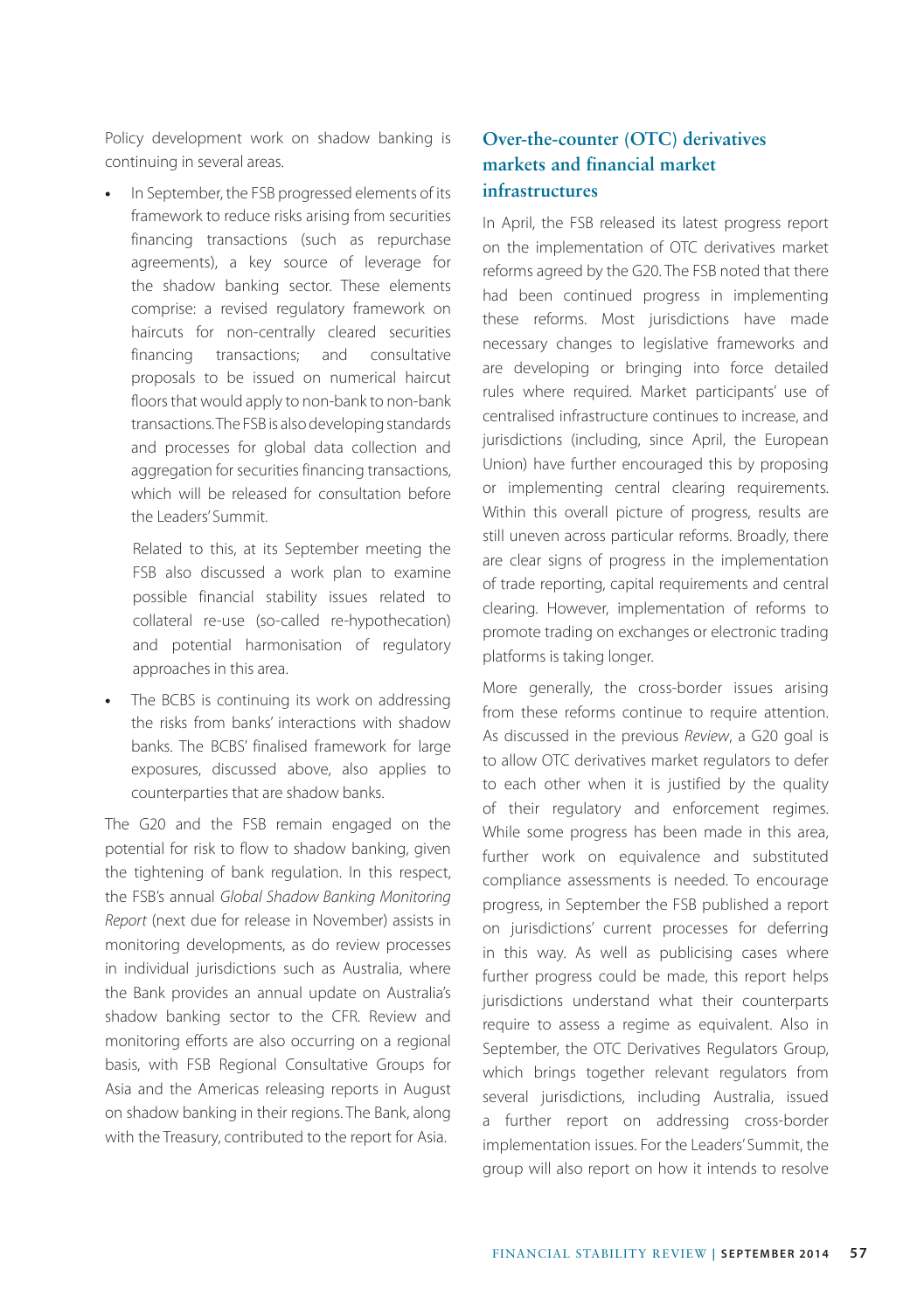Policy development work on shadow banking is continuing in several areas.

- In September, the FSB progressed elements of its framework to reduce risks arising from securities financing transactions (such as repurchase agreements), a key source of leverage for the shadow banking sector. These elements comprise: a revised regulatory framework on haircuts for non-centrally cleared securities financing transactions; and consultative proposals to be issued on numerical haircut floors that would apply to non-bank to non-bank transactions. The FSB is also developing standards and processes for global data collection and aggregation for securities financing transactions, which will be released for consultation before the Leaders' Summit.

  Related to this, at its September meeting the FSB also discussed a work plan to examine possible financial stability issues related to collateral re-use (so-called re-hypothecation) and potential harmonisation of regulatory approaches in this area.

- The BCBS is continuing its work on addressing the risks from banks' interactions with shadow banks. The BCBS' finalised framework for large exposures, discussed above, also applies to counterparties that are shadow banks.

The G20 and the FSB remain engaged on the potential for risk to flow to shadow banking, given the tightening of bank regulation. In this respect, the FSB's annual *Global Shadow Banking Monitoring Report* (next due for release in November) assists in monitoring developments, as do review processes in individual jurisdictions such as Australia, where the Bank provides an annual update on Australia's shadow banking sector to the CFR. Review and monitoring efforts are also occurring on a regional basis, with FSB Regional Consultative Groups for Asia and the Americas releasing reports in August on shadow banking in their regions. The Bank, along with the Treasury, contributed to the report for Asia.

## Over-the-counter (OTC) derivatives markets and financial market infrastructures

In April, the FSB released its latest progress report on the implementation of OTC derivatives market reforms agreed by the G20. The FSB noted that there had been continued progress in implementing these reforms. Most jurisdictions have made necessary changes to legislative frameworks and are developing or bringing into force detailed rules where required. Market participants' use of centralised infrastructure continues to increase, and jurisdictions (including, since April, the European Union) have further encouraged this by proposing or implementing central clearing requirements. Within this overall picture of progress, results are still uneven across particular reforms. Broadly, there are clear signs of progress in the implementation of trade reporting, capital requirements and central clearing. However, implementation of reforms to promote trading on exchanges or electronic trading platforms is taking longer.

More generally, the cross-border issues arising from these reforms continue to require attention. As discussed in the previous *Review*, a G20 goal is to allow OTC derivatives market regulators to defer to each other when it is justified by the quality of their regulatory and enforcement regimes. While some progress has been made in this area, further work on equivalence and substituted compliance assessments is needed. To encourage progress, in September the FSB published a report on jurisdictions' current processes for deferring in this way. As well as publicising cases where further progress could be made, this report helps jurisdictions understand what their counterparts require to assess a regime as equivalent. Also in September, the OTC Derivatives Regulators Group, which brings together relevant regulators from several jurisdictions, including Australia, issued a further report on addressing cross-border implementation issues. For the Leaders' Summit, the group will also report on how it intends to resolve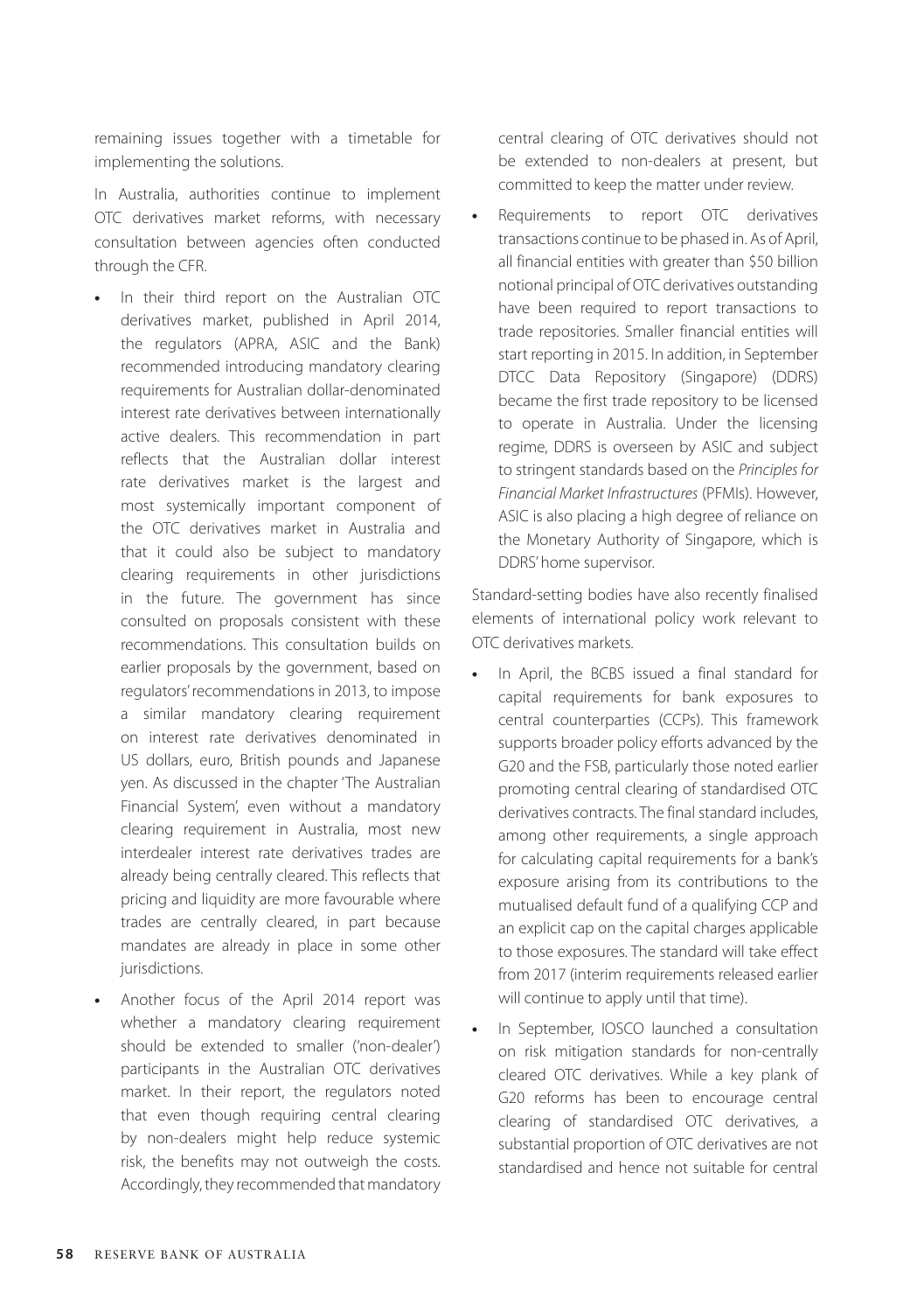remaining issues together with a timetable for implementing the solutions.

In Australia, authorities continue to implement OTC derivatives market reforms, with necessary consultation between agencies often conducted through the CFR.

- In their third report on the Australian OTC derivatives market, published in April 2014, the regulators (APRA, ASIC and the Bank) recommended introducing mandatory clearing requirements for Australian dollar-denominated interest rate derivatives between internationally active dealers. This recommendation in part reflects that the Australian dollar interest rate derivatives market is the largest and most systemically important component of the OTC derivatives market in Australia and that it could also be subject to mandatory clearing requirements in other jurisdictions in the future. The government has since consulted on proposals consistent with these recommendations. This consultation builds on earlier proposals by the government, based on regulators' recommendations in 2013, to impose a similar mandatory clearing requirement on interest rate derivatives denominated in US dollars, euro, British pounds and Japanese yen. As discussed in the chapter 'The Australian Financial System', even without a mandatory clearing requirement in Australia, most new interdealer interest rate derivatives trades are already being centrally cleared. This reflects that pricing and liquidity are more favourable where trades are centrally cleared, in part because mandates are already in place in some other jurisdictions.
- Another focus of the April 2014 report was whether a mandatory clearing requirement should be extended to smaller ('non-dealer') participants in the Australian OTC derivatives market. In their report, the regulators noted that even though requiring central clearing by non-dealers might help reduce systemic risk, the benefits may not outweigh the costs. Accordingly, they recommended that mandatory central clearing of OTC derivatives should not be extended to non-dealers at present, but committed to keep the matter under review.
- Requirements to report OTC derivatives transactions continue to be phased in. As of April, all financial entities with greater than $50 billion notional principal of OTC derivatives outstanding have been required to report transactions to trade repositories. Smaller financial entities will start reporting in 2015. In addition, in September DTCC Data Repository (Singapore) (DDRS) became the first trade repository to be licensed to operate in Australia. Under the licensing regime, DDRS is overseen by ASIC and subject to stringent standards based on the *Principles for Financial Market Infrastructures* (PFMIs). However, ASIC is also placing a high degree of reliance on the Monetary Authority of Singapore, which is DDRS' home supervisor.

Standard-setting bodies have also recently finalised elements of international policy work relevant to OTC derivatives markets.

- In April, the BCBS issued a final standard for capital requirements for bank exposures to central counterparties (CCPs). This framework supports broader policy efforts advanced by the G20 and the FSB, particularly those noted earlier promoting central clearing of standardised OTC derivatives contracts. The final standard includes, among other requirements, a single approach for calculating capital requirements for a bank's exposure arising from its contributions to the mutualised default fund of a qualifying CCP and an explicit cap on the capital charges applicable to those exposures. The standard will take effect from 2017 (interim requirements released earlier will continue to apply until that time).
- In September, IOSCO launched a consultation on risk mitigation standards for non-centrally cleared OTC derivatives. While a key plank of G20 reforms has been to encourage central clearing of standardised OTC derivatives, a substantial proportion of OTC derivatives are not standardised and hence not suitable for central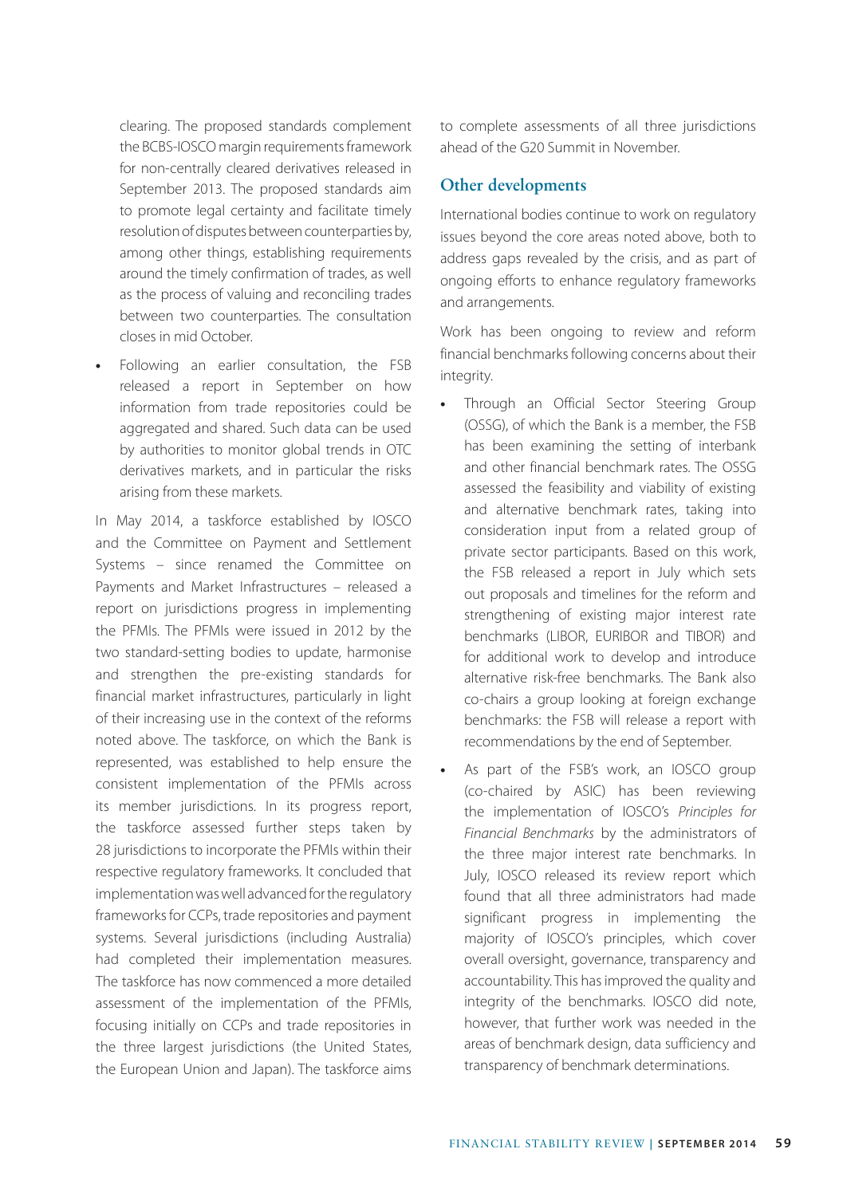clearing. The proposed standards complement the BCBS-IOSCO margin requirements framework for non-centrally cleared derivatives released in September 2013. The proposed standards aim to promote legal certainty and facilitate timely resolution of disputes between counterparties by, among other things, establishing requirements around the timely confirmation of trades, as well as the process of valuing and reconciling trades between two counterparties. The consultation closes in mid October.

- Following an earlier consultation, the FSB released a report in September on how information from trade repositories could be aggregated and shared. Such data can be used by authorities to monitor global trends in OTC derivatives markets, and in particular the risks arising from these markets.

In May 2014, a taskforce established by IOSCO and the Committee on Payment and Settlement Systems – since renamed the Committee on Payments and Market Infrastructures – released a report on jurisdictions progress in implementing the PFMIs. The PFMIs were issued in 2012 by the two standard-setting bodies to update, harmonise and strengthen the pre-existing standards for financial market infrastructures, particularly in light of their increasing use in the context of the reforms noted above. The taskforce, on which the Bank is represented, was established to help ensure the consistent implementation of the PFMIs across its member jurisdictions. In its progress report, the taskforce assessed further steps taken by 28 jurisdictions to incorporate the PFMIs within their respective regulatory frameworks. It concluded that implementation was well advanced for the regulatory frameworks for CCPs, trade repositories and payment systems. Several jurisdictions (including Australia) had completed their implementation measures. The taskforce has now commenced a more detailed assessment of the implementation of the PFMIs, focusing initially on CCPs and trade repositories in the three largest jurisdictions (the United States, the European Union and Japan). The taskforce aims to complete assessments of all three jurisdictions ahead of the G20 Summit in November.

## Other developments

International bodies continue to work on regulatory issues beyond the core areas noted above, both to address gaps revealed by the crisis, and as part of ongoing efforts to enhance regulatory frameworks and arrangements.

Work has been ongoing to review and reform financial benchmarks following concerns about their integrity.

- Through an Official Sector Steering Group (OSSG), of which the Bank is a member, the FSB has been examining the setting of interbank and other financial benchmark rates. The OSSG assessed the feasibility and viability of existing and alternative benchmark rates, taking into consideration input from a related group of private sector participants. Based on this work, the FSB released a report in July which sets out proposals and timelines for the reform and strengthening of existing major interest rate benchmarks (LIBOR, EURIBOR and TIBOR) and for additional work to develop and introduce alternative risk-free benchmarks. The Bank also co-chairs a group looking at foreign exchange benchmarks: the FSB will release a report with recommendations by the end of September.
- As part of the FSB's work, an IOSCO group (co-chaired by ASIC) has been reviewing the implementation of IOSCO's *Principles for Financial Benchmarks* by the administrators of the three major interest rate benchmarks. In July, IOSCO released its review report which found that all three administrators had made significant progress in implementing the majority of IOSCO's principles, which cover overall oversight, governance, transparency and accountability. This has improved the quality and integrity of the benchmarks. IOSCO did note, however, that further work was needed in the areas of benchmark design, data sufficiency and transparency of benchmark determinations.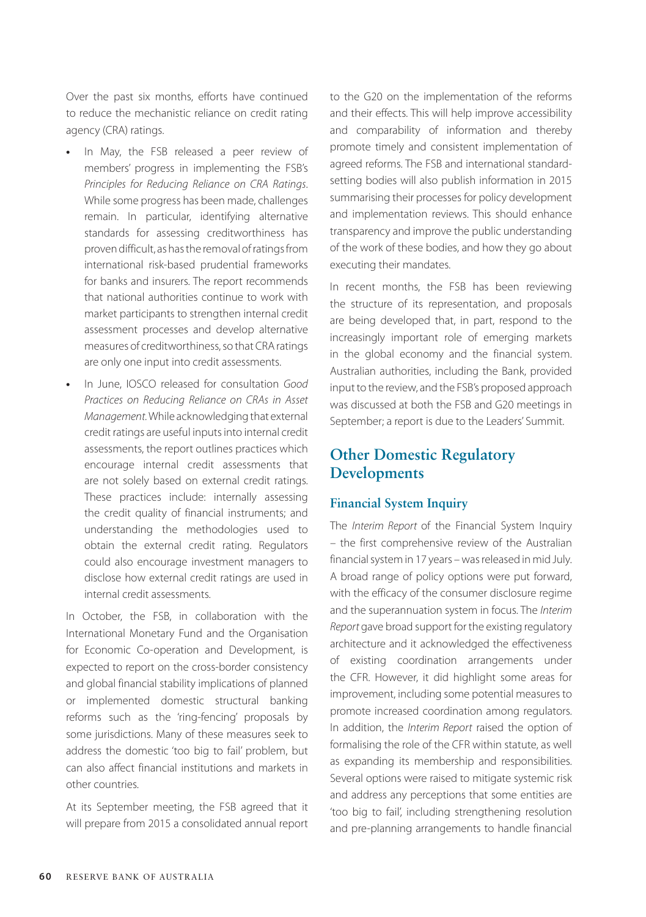Over the past six months, efforts have continued to reduce the mechanistic reliance on credit rating agency (CRA) ratings.

- In May, the FSB released a peer review of members' progress in implementing the FSB's *Principles for Reducing Reliance on CRA Ratings*. While some progress has been made, challenges remain. In particular, identifying alternative standards for assessing creditworthiness has proven difficult, as has the removal of ratings from international risk-based prudential frameworks for banks and insurers. The report recommends that national authorities continue to work with market participants to strengthen internal credit assessment processes and develop alternative measures of creditworthiness, so that CRA ratings are only one input into credit assessments.
- In June, IOSCO released for consultation *Good Practices on Reducing Reliance on CRAs in Asset Management*. While acknowledging that external credit ratings are useful inputs into internal credit assessments, the report outlines practices which encourage internal credit assessments that are not solely based on external credit ratings. These practices include: internally assessing the credit quality of financial instruments; and understanding the methodologies used to obtain the external credit rating. Regulators could also encourage investment managers to disclose how external credit ratings are used in internal credit assessments.

In October, the FSB, in collaboration with the International Monetary Fund and the Organisation for Economic Co-operation and Development, is expected to report on the cross-border consistency and global financial stability implications of planned or implemented domestic structural banking reforms such as the 'ring-fencing' proposals by some jurisdictions. Many of these measures seek to address the domestic 'too big to fail' problem, but can also affect financial institutions and markets in other countries.

At its September meeting, the FSB agreed that it will prepare from 2015 a consolidated annual report to the G20 on the implementation of the reforms and their effects. This will help improve accessibility and comparability of information and thereby promote timely and consistent implementation of agreed reforms. The FSB and international standard-setting bodies will also publish information in 2015 summarising their processes for policy development and implementation reviews. This should enhance transparency and improve the public understanding of the work of these bodies, and how they go about executing their mandates.

In recent months, the FSB has been reviewing the structure of its representation, and proposals are being developed that, in part, respond to the increasingly important role of emerging markets in the global economy and the financial system. Australian authorities, including the Bank, provided input to the review, and the FSB's proposed approach was discussed at both the FSB and G20 meetings in September; a report is due to the Leaders' Summit.

## Other Domestic Regulatory Developments

### Financial System Inquiry

The *Interim Report* of the Financial System Inquiry – the first comprehensive review of the Australian financial system in 17 years – was released in mid July. A broad range of policy options were put forward, with the efficacy of the consumer disclosure regime and the superannuation system in focus. The *Interim Report* gave broad support for the existing regulatory architecture and it acknowledged the effectiveness of existing coordination arrangements under the CFR. However, it did highlight some areas for improvement, including some potential measures to promote increased coordination among regulators. In addition, the *Interim Report* raised the option of formalising the role of the CFR within statute, as well as expanding its membership and responsibilities. Several options were raised to mitigate systemic risk and address any perceptions that some entities are 'too big to fail', including strengthening resolution and pre-planning arrangements to handle financial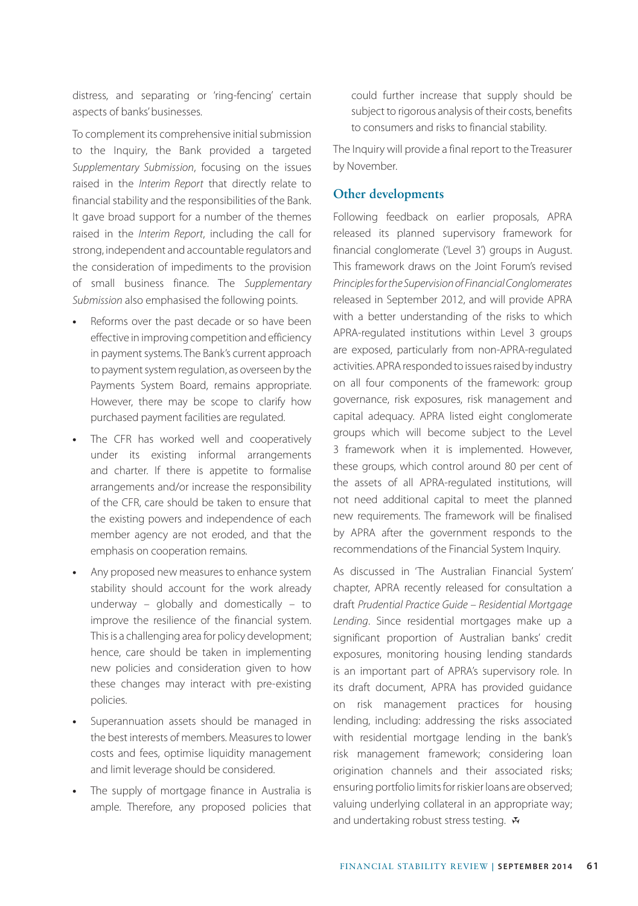distress, and separating or 'ring-fencing' certain aspects of banks' businesses.

To complement its comprehensive initial submission to the Inquiry, the Bank provided a targeted *Supplementary Submission*, focusing on the issues raised in the *Interim Report* that directly relate to financial stability and the responsibilities of the Bank. It gave broad support for a number of the themes raised in the *Interim Report*, including the call for strong, independent and accountable regulators and the consideration of impediments to the provision of small business finance. The *Supplementary Submission* also emphasised the following points.

- Reforms over the past decade or so have been effective in improving competition and efficiency in payment systems. The Bank's current approach to payment system regulation, as overseen by the Payments System Board, remains appropriate. However, there may be scope to clarify how purchased payment facilities are regulated.
- The CFR has worked well and cooperatively under its existing informal arrangements and charter. If there is appetite to formalise arrangements and/or increase the responsibility of the CFR, care should be taken to ensure that the existing powers and independence of each member agency are not eroded, and that the emphasis on cooperation remains.
- Any proposed new measures to enhance system stability should account for the work already underway – globally and domestically – to improve the resilience of the financial system. This is a challenging area for policy development; hence, care should be taken in implementing new policies and consideration given to how these changes may interact with pre-existing policies.
- Superannuation assets should be managed in the best interests of members. Measures to lower costs and fees, optimise liquidity management and limit leverage should be considered.
- The supply of mortgage finance in Australia is ample. Therefore, any proposed policies that could further increase that supply should be subject to rigorous analysis of their costs, benefits to consumers and risks to financial stability.

The Inquiry will provide a final report to the Treasurer by November.

## Other developments

Following feedback on earlier proposals, APRA released its planned supervisory framework for financial conglomerate ('Level 3') groups in August. This framework draws on the Joint Forum's revised *Principles for the Supervision of Financial Conglomerates* released in September 2012, and will provide APRA with a better understanding of the risks to which APRA-regulated institutions within Level 3 groups are exposed, particularly from non-APRA-regulated activities. APRA responded to issues raised by industry on all four components of the framework: group governance, risk exposures, risk management and capital adequacy. APRA listed eight conglomerate groups which will become subject to the Level 3 framework when it is implemented. However, these groups, which control around 80 per cent of the assets of all APRA-regulated institutions, will not need additional capital to meet the planned new requirements. The framework will be finalised by APRA after the government responds to the recommendations of the Financial System Inquiry.

As discussed in 'The Australian Financial System' chapter, APRA recently released for consultation a draft *Prudential Practice Guide – Residential Mortgage Lending*. Since residential mortgages make up a significant proportion of Australian banks' credit exposures, monitoring housing lending standards is an important part of APRA's supervisory role. In its draft document, APRA has provided guidance on risk management practices for housing lending, including: addressing the risks associated with residential mortgage lending in the bank's risk management framework; considering loan origination channels and their associated risks; ensuring portfolio limits for riskier loans are observed; valuing underlying collateral in an appropriate way; and undertaking robust stress testing.